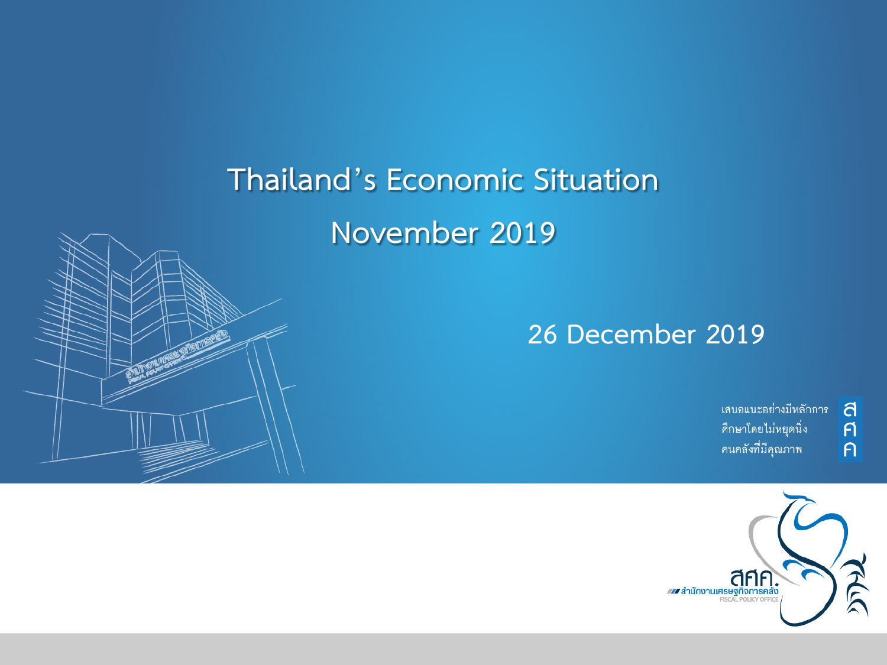# Thailand's Economic Situation

# November 2019

26 December 2019

เสนอแนะอย่างมีหลักการ
ศึกษาโดยไม่หยุดนิ่ง
คนคลังที่มีคุณภาพ

สศค.
สำนักงานเศรษฐกิจการคลัง
FISCAL POLICY OFFICE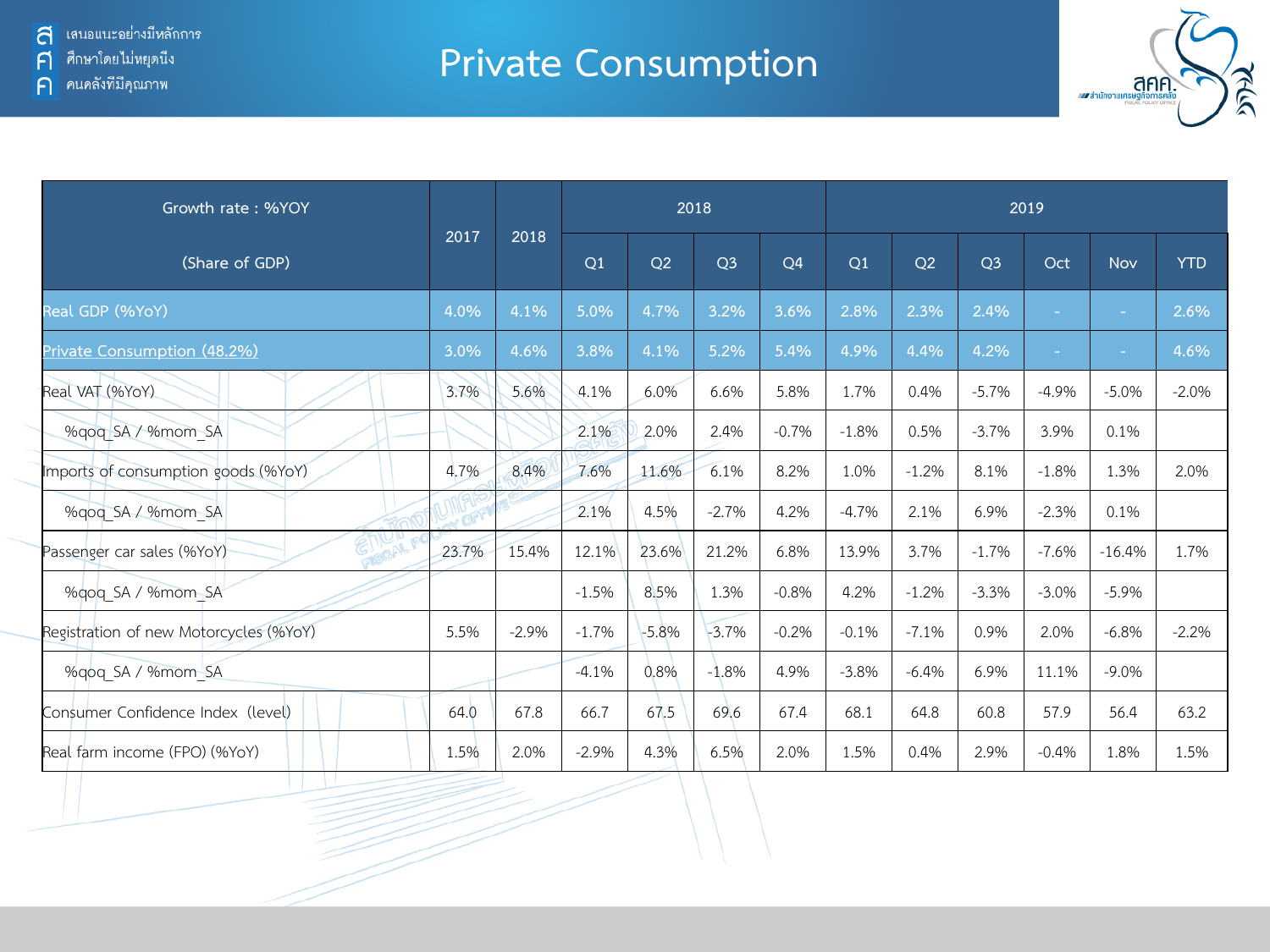# Private Consumption

| Growth rate : %YOY (Share of GDP) | 2017 | 2018 | 2018 | | | | 2019 | | | | | |
|---|---|---|---|---|---|---|---|---|---|---|---|---|
| | | | Q1 | Q2 | Q3 | Q4 | Q1 | Q2 | Q3 | Oct | Nov | YTD |
| Real GDP (%YoY) | 4.0% | 4.1% | 5.0% | 4.7% | 3.2% | 3.6% | 2.8% | 2.3% | 2.4% | - | - | 2.6% |
| Private Consumption (48.2%) | 3.0% | 4.6% | 3.8% | 4.1% | 5.2% | 5.4% | 4.9% | 4.4% | 4.2% | - | - | 4.6% |
| Real VAT (%YoY) | 3.7% | 5.6% | 4.1% | 6.0% | 6.6% | 5.8% | 1.7% | 0.4% | -5.7% | -4.9% | -5.0% | -2.0% |
| %qoq_SA / %mom_SA | | | 2.1% | 2.0% | 2.4% | -0.7% | -1.8% | 0.5% | -3.7% | 3.9% | 0.1% | |
| Imports of consumption goods (%YoY) | 4.7% | 8.4% | 7.6% | 11.6% | 6.1% | 8.2% | 1.0% | -1.2% | 8.1% | -1.8% | 1.3% | 2.0% |
| %qoq_SA / %mom_SA | | | 2.1% | 4.5% | -2.7% | 4.2% | -4.7% | 2.1% | 6.9% | -2.3% | 0.1% | |
| Passenger car sales (%YoY) | 23.7% | 15.4% | 12.1% | 23.6% | 21.2% | 6.8% | 13.9% | 3.7% | -1.7% | -7.6% | -16.4% | 1.7% |
| %qoq_SA / %mom_SA | | | -1.5% | 8.5% | 1.3% | -0.8% | 4.2% | -1.2% | -3.3% | -3.0% | -5.9% | |
| Registration of new Motorcycles (%YoY) | 5.5% | -2.9% | -1.7% | -5.8% | -3.7% | -0.2% | -0.1% | -7.1% | 0.9% | 2.0% | -6.8% | -2.2% |
| %qoq_SA / %mom_SA | | | -4.1% | 0.8% | -1.8% | 4.9% | -3.8% | -6.4% | 6.9% | 11.1% | -9.0% | |
| Consumer Confidence Index (level) | 64.0 | 67.8 | 66.7 | 67.5 | 69.6 | 67.4 | 68.1 | 64.8 | 60.8 | 57.9 | 56.4 | 63.2 |
| Real farm income (FPO) (%YoY) | 1.5% | 2.0% | -2.9% | 4.3% | 6.5% | 2.0% | 1.5% | 0.4% | 2.9% | -0.4% | 1.8% | 1.5% |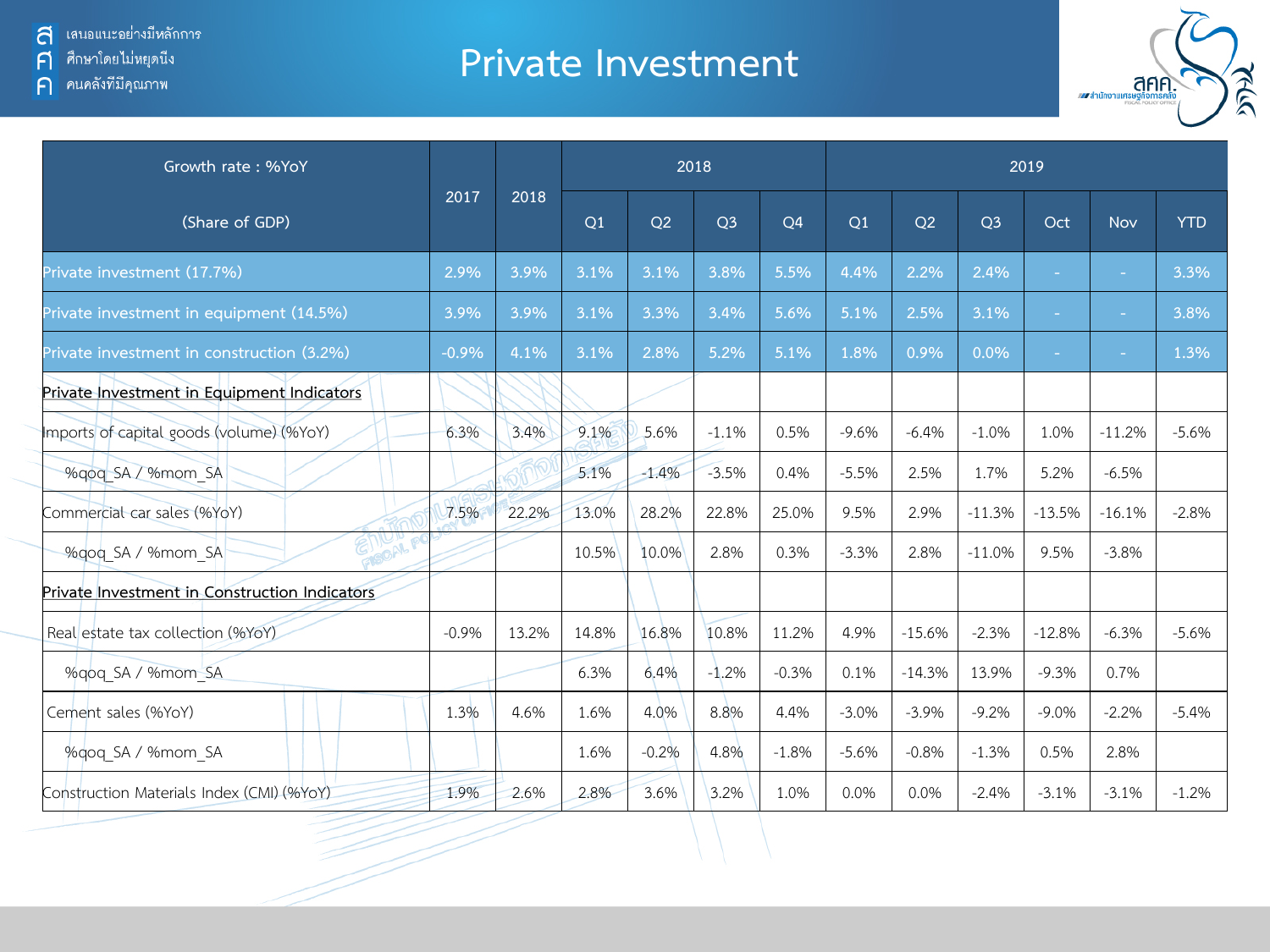# Private Investment

| Growth rate : %YoY (Share of GDP) | 2017 | 2018 | 2018 | | | | 2019 | | | | | |
|---|---|---|---|---|---|---|---|---|---|---|---|---|
| | | | Q1 | Q2 | Q3 | Q4 | Q1 | Q2 | Q3 | Oct | Nov | YTD |
| Private investment (17.7%) | 2.9% | 3.9% | 3.1% | 3.1% | 3.8% | 5.5% | 4.4% | 2.2% | 2.4% | - | - | 3.3% |
| Private investment in equipment (14.5%) | 3.9% | 3.9% | 3.1% | 3.3% | 3.4% | 5.6% | 5.1% | 2.5% | 3.1% | - | - | 3.8% |
| Private investment in construction (3.2%) | -0.9% | 4.1% | 3.1% | 2.8% | 5.2% | 5.1% | 1.8% | 0.9% | 0.0% | - | - | 1.3% |
| Private Investment in Equipment Indicators | | | | | | | | | | | | |
| Imports of capital goods (volume) (%YoY) | 6.3% | 3.4% | 9.1% | 5.6% | -1.1% | 0.5% | -9.6% | -6.4% | -1.0% | 1.0% | -11.2% | -5.6% |
| %qoq_SA / %mom_SA | | | 5.1% | -1.4% | -3.5% | 0.4% | -5.5% | 2.5% | 1.7% | 5.2% | -6.5% | |
| Commercial car sales (%YoY) | 7.5% | 22.2% | 13.0% | 28.2% | 22.8% | 25.0% | 9.5% | 2.9% | -11.3% | -13.5% | -16.1% | -2.8% |
| %qoq_SA / %mom_SA | | | 10.5% | 10.0% | 2.8% | 0.3% | -3.3% | 2.8% | -11.0% | 9.5% | -3.8% | |
| Private Investment in Construction Indicators | | | | | | | | | | | | |
| Real estate tax collection (%YoY) | -0.9% | 13.2% | 14.8% | 16.8% | 10.8% | 11.2% | 4.9% | -15.6% | -2.3% | -12.8% | -6.3% | -5.6% |
| %qoq_SA / %mom_SA | | | 6.3% | 6.4% | -1.2% | -0.3% | 0.1% | -14.3% | 13.9% | -9.3% | 0.7% | |
| Cement sales (%YoY) | 1.3% | 4.6% | 1.6% | 4.0% | 8.8% | 4.4% | -3.0% | -3.9% | -9.2% | -9.0% | -2.2% | -5.4% |
| %qoq_SA / %mom_SA | | | 1.6% | -0.2% | 4.8% | -1.8% | -5.6% | -0.8% | -1.3% | 0.5% | 2.8% | |
| Construction Materials Index (CMI) (%YoY) | 1.9% | 2.6% | 2.8% | 3.6% | 3.2% | 1.0% | 0.0% | 0.0% | -2.4% | -3.1% | -3.1% | -1.2% |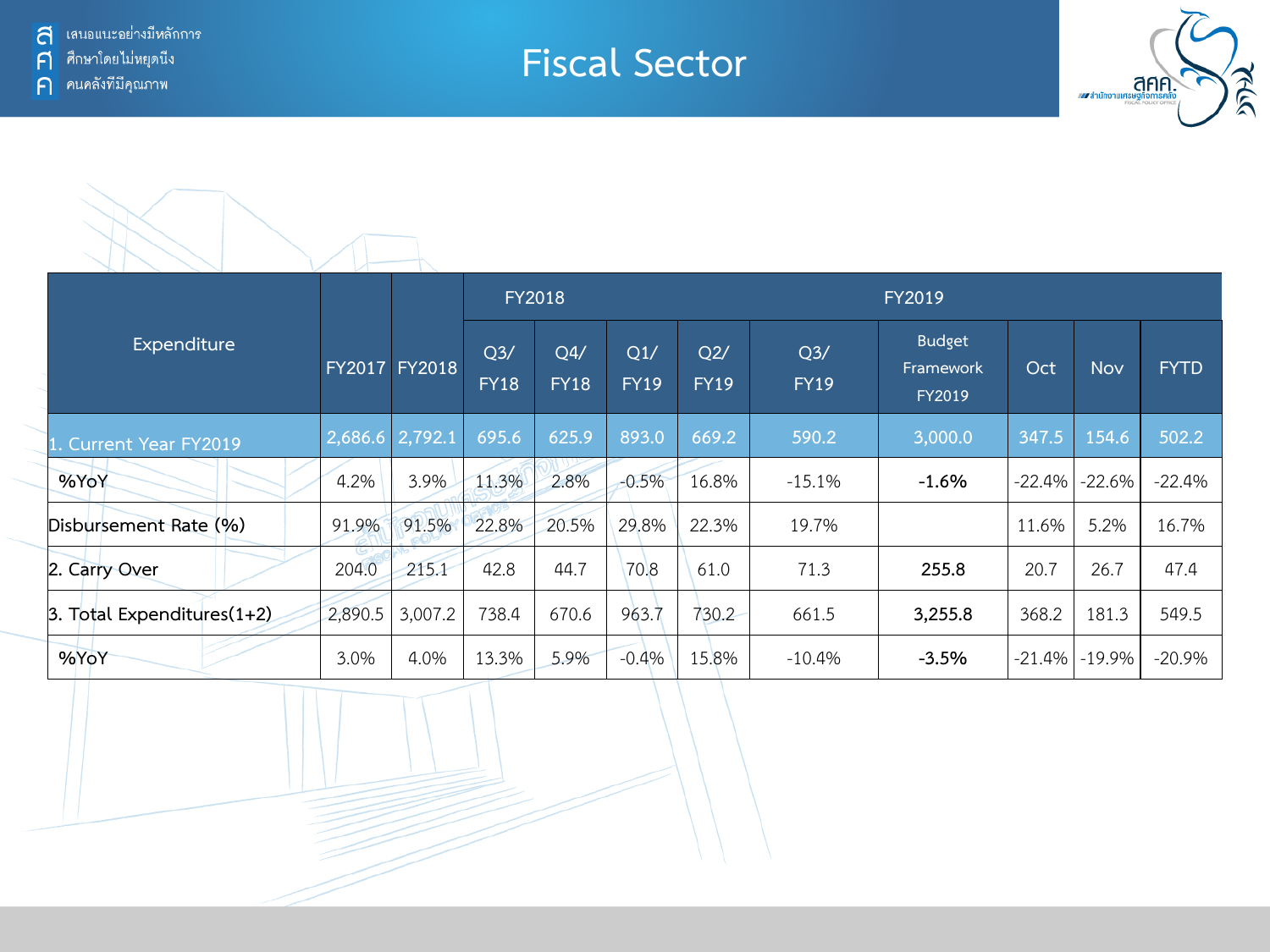# Fiscal Sector

| Expenditure | FY2017 | FY2018 | FY2018 | | FY2019 | | | | | | |
|---|---|---|---|---|---|---|---|---|---|---|---|
| | | | Q3/ FY18 | Q4/ FY18 | Q1/ FY19 | Q2/ FY19 | Q3/ FY19 | Budget Framework FY2019 | Oct | Nov | FYTD |
| 1. Current Year FY2019 | 2,686.6 | 2,792.1 | 695.6 | 625.9 | 893.0 | 669.2 | 590.2 | 3,000.0 | 347.5 | 154.6 | 502.2 |
| %YoY | 4.2% | 3.9% | 11.3% | 2.8% | -0.5% | 16.8% | -15.1% | **-1.6%** | -22.4% | -22.6% | -22.4% |
| Disbursement Rate (%) | 91.9% | 91.5% | 22.8% | 20.5% | 29.8% | 22.3% | 19.7% | | 11.6% | 5.2% | 16.7% |
| 2. Carry Over | 204.0 | 215.1 | 42.8 | 44.7 | 70.8 | 61.0 | 71.3 | **255.8** | 20.7 | 26.7 | 47.4 |
| 3. Total Expenditures(1+2) | 2,890.5 | 3,007.2 | 738.4 | 670.6 | 963.7 | 730.2 | 661.5 | **3,255.8** | 368.2 | 181.3 | 549.5 |
| %YoY | 3.0% | 4.0% | 13.3% | 5.9% | -0.4% | 15.8% | -10.4% | **-3.5%** | -21.4% | -19.9% | -20.9% |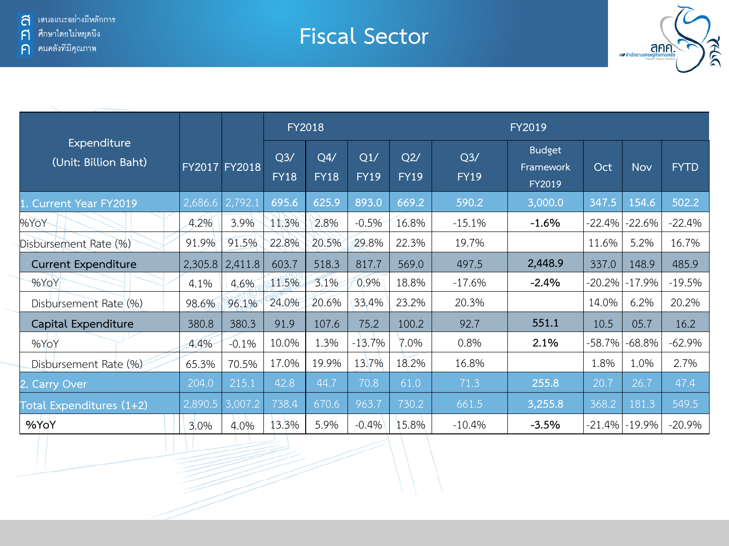# Fiscal Sector

| Expenditure (Unit: Billion Baht) | FY2017 | FY2018 | FY2018 | | FY2019 | | | | | | |
|---|---|---|---|---|---|---|---|---|---|---|---|
| | | | Q3/ FY18 | Q4/ FY18 | Q1/ FY19 | Q2/ FY19 | Q3/ FY19 | Budget Framework FY2019 | Oct | Nov | FYTD |
| 1. Current Year FY2019 | 2,686.6 | 2,792.1 | 695.6 | 625.9 | 893.0 | 669.2 | 590.2 | 3,000.0 | 347.5 | 154.6 | 502.2 |
| %YoY | 4.2% | 3.9% | 11.3% | 2.8% | -0.5% | 16.8% | -15.1% | **-1.6%** | -22.4% | -22.6% | -22.4% |
| Disbursement Rate (%) | 91.9% | 91.5% | 22.8% | 20.5% | 29.8% | 22.3% | 19.7% | | 11.6% | 5.2% | 16.7% |
| **Current Expenditure** | 2,305.8 | 2,411.8 | 603.7 | 518.3 | 817.7 | 569.0 | 497.5 | **2,448.9** | 337.0 | 148.9 | 485.9 |
| %YoY | 4.1% | 4.6% | 11.5% | 3.1% | 0.9% | 18.8% | -17.6% | **-2.4%** | -20.2% | -17.9% | -19.5% |
| Disbursement Rate (%) | 98.6% | 96.1% | 24.0% | 20.6% | 33.4% | 23.2% | 20.3% | | 14.0% | 6.2% | 20.2% |
| **Capital Expenditure** | 380.8 | 380.3 | 91.9 | 107.6 | 75.2 | 100.2 | 92.7 | **551.1** | 10.5 | 05.7 | 16.2 |
| %YoY | 4.4% | -0.1% | 10.0% | 1.3% | -13.7% | 7.0% | 0.8% | **2.1%** | -58.7% | -68.8% | -62.9% |
| Disbursement Rate (%) | 65.3% | 70.5% | 17.0% | 19.9% | 13.7% | 18.2% | 16.8% | | 1.8% | 1.0% | 2.7% |
| 2. Carry Over | 204.0 | 215.1 | 42.8 | 44.7 | 70.8 | 61.0 | 71.3 | 255.8 | 20.7 | 26.7 | 47.4 |
| Total Expenditures (1+2) | 2,890.5 | 3,007.2 | 738.4 | 670.6 | 963.7 | 730.2 | 661.5 | 3,255.8 | 368.2 | 181.3 | 549.5 |
| **%YoY** | 3.0% | 4.0% | 13.3% | 5.9% | -0.4% | 15.8% | -10.4% | **-3.5%** | -21.4% | -19.9% | -20.9% |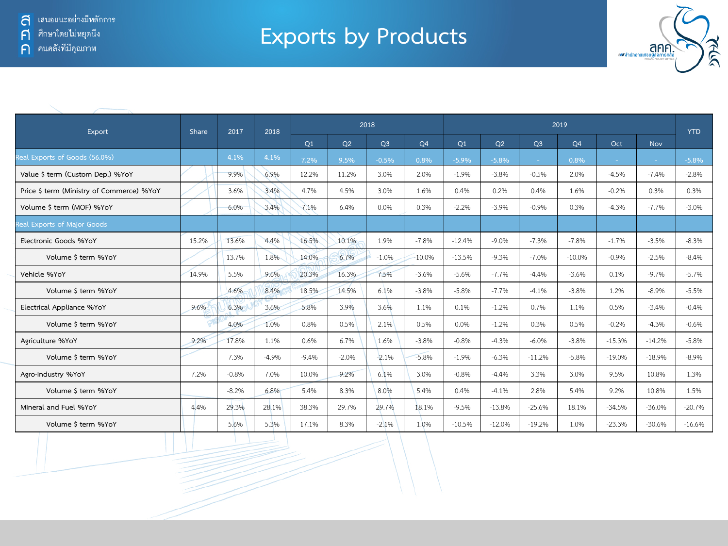# Exports by Products

| Export | Share | 2017 | 2018 | 2018 | | | | 2019 | | | | | | YTD |
|---|---|---|---|---|---|---|---|---|---|---|---|---|---|---|
| | | | | Q1 | Q2 | Q3 | Q4 | Q1 | Q2 | Q3 | Q4 | Oct | Nov | |
| Real Exports of Goods (56.0%) | | 4.1% | 4.1% | 7.2% | 9.5% | -0.5% | 0.8% | -5.9% | -5.8% | - | 0.8% | - | - | -5.8% |
| Value $ term (Custom Dep.) %YoY | | 9.9% | 6.9% | 12.2% | 11.2% | 3.0% | 2.0% | -1.9% | -3.8% | -0.5% | 2.0% | -4.5% | -7.4% | -2.8% |
| Price $ term (Ministry of Commerce) %YoY | | 3.6% | 3.4% | 4.7% | 4.5% | 3.0% | 1.6% | 0.4% | 0.2% | 0.4% | 1.6% | -0.2% | 0.3% | 0.3% |
| Volume $ term (MOF) %YoY | | 6.0% | 3.4% | 7.1% | 6.4% | 0.0% | 0.3% | -2.2% | -3.9% | -0.9% | 0.3% | -4.3% | -7.7% | -3.0% |
| Real Exports of Major Goods | | | | | | | | | | | | | | |
| Electronic Goods %YoY | 15.2% | 13.6% | 4.4% | 16.5% | 10.1% | 1.9% | -7.8% | -12.4% | -9.0% | -7.3% | -7.8% | -1.7% | -3.5% | -8.3% |
| Volume $ term %YoY | | 13.7% | 1.8% | 14.0% | 6.7% | -1.0% | -10.0% | -13.5% | -9.3% | -7.0% | -10.0% | -0.9% | -2.5% | -8.4% |
| Vehicle %YoY | 14.9% | 5.5% | 9.6% | 20.3% | 16.3% | 7.5% | -3.6% | -5.6% | -7.7% | -4.4% | -3.6% | 0.1% | -9.7% | -5.7% |
| Volume $ term %YoY | | 4.6% | 8.4% | 18.5% | 14.5% | 6.1% | -3.8% | -5.8% | -7.7% | -4.1% | -3.8% | 1.2% | -8.9% | -5.5% |
| Electrical Appliance %YoY | 9.6% | 6.3% | 3.6% | 5.8% | 3.9% | 3.6% | 1.1% | 0.1% | -1.2% | 0.7% | 1.1% | 0.5% | -3.4% | -0.4% |
| Volume $ term %YoY | | 4.0% | 1.0% | 0.8% | 0.5% | 2.1% | 0.5% | 0.0% | -1.2% | 0.3% | 0.5% | -0.2% | -4.3% | -0.6% |
| Agriculture %YoY | 9.2% | 17.8% | 1.1% | 0.6% | 6.7% | 1.6% | -3.8% | -0.8% | -4.3% | -6.0% | -3.8% | -15.3% | -14.2% | -5.8% |
| Volume $ term %YoY | | 7.3% | -4.9% | -9.4% | -2.0% | -2.1% | -5.8% | -1.9% | -6.3% | -11.2% | -5.8% | -19.0% | -18.9% | -8.9% |
| Agro-Industry %YoY | 7.2% | -0.8% | 7.0% | 10.0% | 9.2% | 6.1% | 3.0% | -0.8% | -4.4% | 3.3% | 3.0% | 9.5% | 10.8% | 1.3% |
| Volume $ term %YoY | | -8.2% | 6.8% | 5.4% | 8.3% | 8.0% | 5.4% | 0.4% | -4.1% | 2.8% | 5.4% | 9.2% | 10.8% | 1.5% |
| Mineral and Fuel %YoY | 4.4% | 29.3% | 28.1% | 38.3% | 29.7% | 29.7% | 18.1% | -9.5% | -13.8% | -25.6% | 18.1% | -34.5% | -36.0% | -20.7% |
| Volume $ term %YoY | | 5.6% | 5.3% | 17.1% | 8.3% | -2.1% | 1.0% | -10.5% | -12.0% | -19.2% | 1.0% | -23.3% | -30.6% | -16.6% |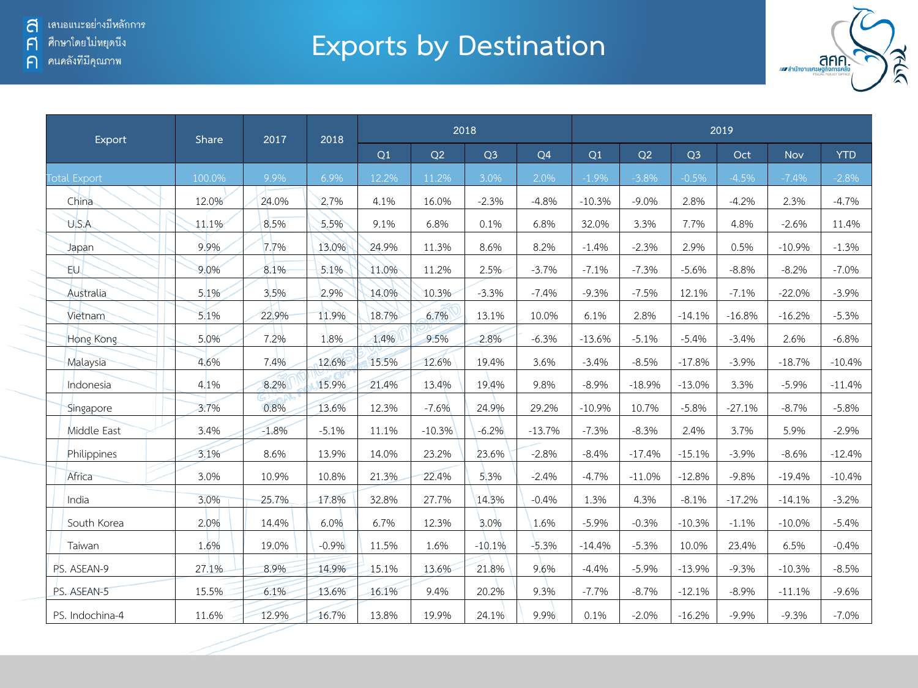# Exports by Destination

| Export | Share | 2017 | 2018 | 2018 | | | | 2019 | | | | | |
|---|---|---|---|---|---|---|---|---|---|---|---|---|---|
| | | | | Q1 | Q2 | Q3 | Q4 | Q1 | Q2 | Q3 | Oct | Nov | YTD |
| Total Export | 100.0% | 9.9% | 6.9% | 12.2% | 11.2% | 3.0% | 2.0% | -1.9% | -3.8% | -0.5% | -4.5% | -7.4% | -2.8% |
| China | 12.0% | 24.0% | 2.7% | 4.1% | 16.0% | -2.3% | -4.8% | -10.3% | -9.0% | 2.8% | -4.2% | 2.3% | -4.7% |
| U.S.A | 11.1% | 8.5% | 5.5% | 9.1% | 6.8% | 0.1% | 6.8% | 32.0% | 3.3% | 7.7% | 4.8% | -2.6% | 11.4% |
| Japan | 9.9% | 7.7% | 13.0% | 24.9% | 11.3% | 8.6% | 8.2% | -1.4% | -2.3% | 2.9% | 0.5% | -10.9% | -1.3% |
| EU | 9.0% | 8.1% | 5.1% | 11.0% | 11.2% | 2.5% | -3.7% | -7.1% | -7.3% | -5.6% | -8.8% | -8.2% | -7.0% |
| Australia | 5.1% | 3.5% | 2.9% | 14.0% | 10.3% | -3.3% | -7.4% | -9.3% | -7.5% | 12.1% | -7.1% | -22.0% | -3.9% |
| Vietnam | 5.1% | 22.9% | 11.9% | 18.7% | 6.7% | 13.1% | 10.0% | 6.1% | 2.8% | -14.1% | -16.8% | -16.2% | -5.3% |
| Hong Kong | 5.0% | 7.2% | 1.8% | 1.4% | 9.5% | 2.8% | -6.3% | -13.6% | -5.1% | -5.4% | -3.4% | 2.6% | -6.8% |
| Malaysia | 4.6% | 7.4% | 12.6% | 15.5% | 12.6% | 19.4% | 3.6% | -3.4% | -8.5% | -17.8% | -3.9% | -18.7% | -10.4% |
| Indonesia | 4.1% | 8.2% | 15.9% | 21.4% | 13.4% | 19.4% | 9.8% | -8.9% | -18.9% | -13.0% | 3.3% | -5.9% | -11.4% |
| Singapore | 3.7% | 0.8% | 13.6% | 12.3% | -7.6% | 24.9% | 29.2% | -10.9% | 10.7% | -5.8% | -27.1% | -8.7% | -5.8% |
| Middle East | 3.4% | -1.8% | -5.1% | 11.1% | -10.3% | -6.2% | -13.7% | -7.3% | -8.3% | 2.4% | 3.7% | 5.9% | -2.9% |
| Philippines | 3.1% | 8.6% | 13.9% | 14.0% | 23.2% | 23.6% | -2.8% | -8.4% | -17.4% | -15.1% | -3.9% | -8.6% | -12.4% |
| Africa | 3.0% | 10.9% | 10.8% | 21.3% | 22.4% | 5.3% | -2.4% | -4.7% | -11.0% | -12.8% | -9.8% | -19.4% | -10.4% |
| India | 3.0% | 25.7% | 17.8% | 32.8% | 27.7% | 14.3% | -0.4% | 1.3% | 4.3% | -8.1% | -17.2% | -14.1% | -3.2% |
| South Korea | 2.0% | 14.4% | 6.0% | 6.7% | 12.3% | 3.0% | 1.6% | -5.9% | -0.3% | -10.3% | -1.1% | -10.0% | -5.4% |
| Taiwan | 1.6% | 19.0% | -0.9% | 11.5% | 1.6% | -10.1% | -5.3% | -14.4% | -5.3% | 10.0% | 23.4% | 6.5% | -0.4% |
| PS. ASEAN-9 | 27.1% | 8.9% | 14.9% | 15.1% | 13.6% | 21.8% | 9.6% | -4.4% | -5.9% | -13.9% | -9.3% | -10.3% | -8.5% |
| PS. ASEAN-5 | 15.5% | 6.1% | 13.6% | 16.1% | 9.4% | 20.2% | 9.3% | -7.7% | -8.7% | -12.1% | -8.9% | -11.1% | -9.6% |
| PS. Indochina-4 | 11.6% | 12.9% | 16.7% | 13.8% | 19.9% | 24.1% | 9.9% | 0.1% | -2.0% | -16.2% | -9.9% | -9.3% | -7.0% |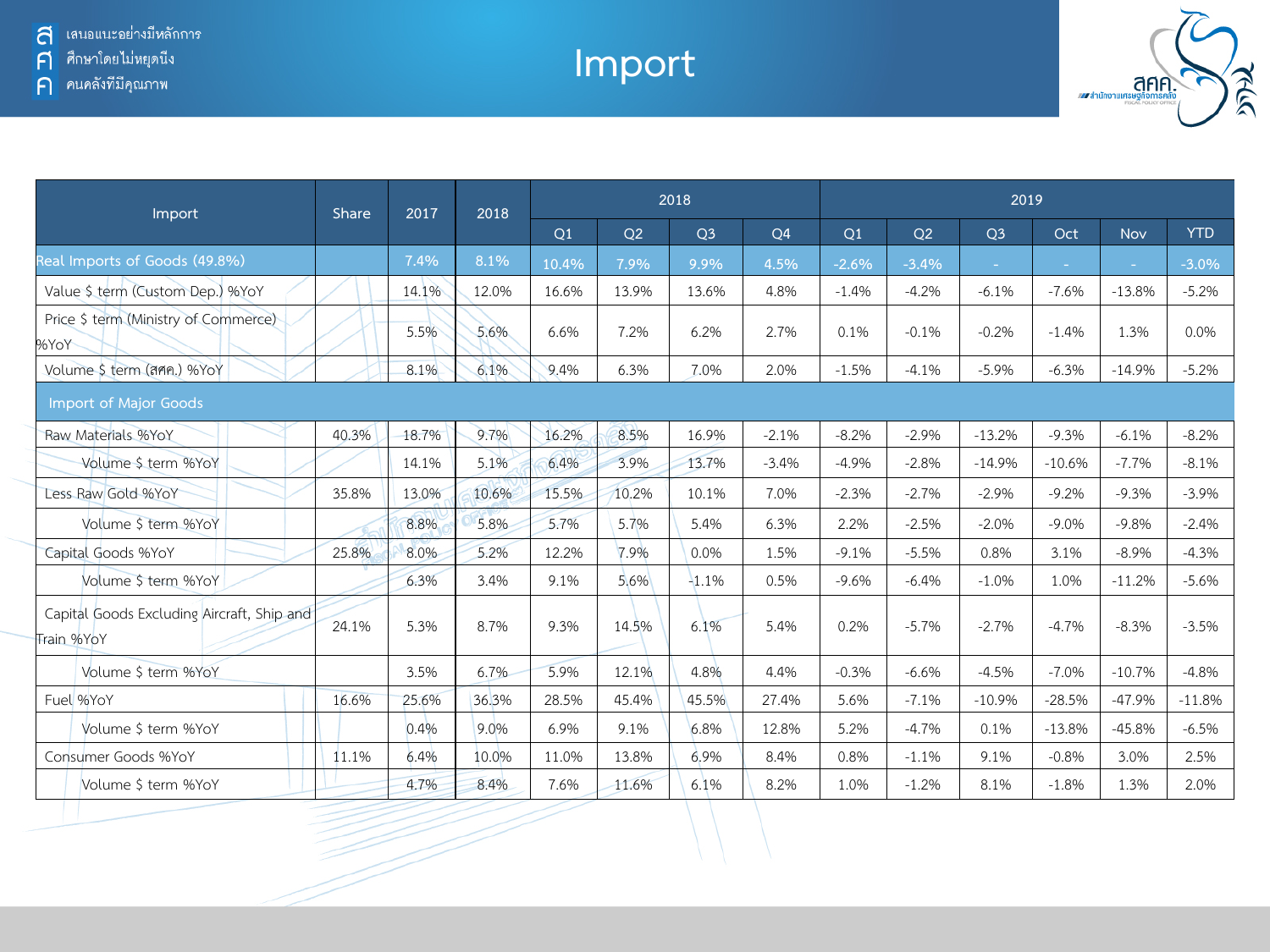# Import

| Import | Share | 2017 | 2018 | 2018 | | | | 2019 | | | | | |
|---|---|---|---|---|---|---|---|---|---|---|---|---|---|
| | | | | Q1 | Q2 | Q3 | Q4 | Q1 | Q2 | Q3 | Oct | Nov | YTD |
| Real Imports of Goods (49.8%) | | 7.4% | 8.1% | 10.4% | 7.9% | 9.9% | 4.5% | -2.6% | -3.4% | - | - | - | -3.0% |
| Value $ term (Custom Dep.) %YoY | | 14.1% | 12.0% | 16.6% | 13.9% | 13.6% | 4.8% | -1.4% | -4.2% | -6.1% | -7.6% | -13.8% | -5.2% |
| Price $ term (Ministry of Commerce) %YoY | | 5.5% | 5.6% | 6.6% | 7.2% | 6.2% | 2.7% | 0.1% | -0.1% | -0.2% | -1.4% | 1.3% | 0.0% |
| Volume $ term (สศค.) %YoY | | 8.1% | 6.1% | 9.4% | 6.3% | 7.0% | 2.0% | -1.5% | -4.1% | -5.9% | -6.3% | -14.9% | -5.2% |
| Import of Major Goods | | | | | | | | | | | | | |
| Raw Materials %YoY | 40.3% | 18.7% | 9.7% | 16.2% | 8.5% | 16.9% | -2.1% | -8.2% | -2.9% | -13.2% | -9.3% | -6.1% | -8.2% |
| Volume $ term %YoY | | 14.1% | 5.1% | 6.4% | 3.9% | 13.7% | -3.4% | -4.9% | -2.8% | -14.9% | -10.6% | -7.7% | -8.1% |
| Less Raw Gold %YoY | 35.8% | 13.0% | 10.6% | 15.5% | 10.2% | 10.1% | 7.0% | -2.3% | -2.7% | -2.9% | -9.2% | -9.3% | -3.9% |
| Volume $ term %YoY | | 8.8% | 5.8% | 5.7% | 5.7% | 5.4% | 6.3% | 2.2% | -2.5% | -2.0% | -9.0% | -9.8% | -2.4% |
| Capital Goods %YoY | 25.8% | 8.0% | 5.2% | 12.2% | 7.9% | 0.0% | 1.5% | -9.1% | -5.5% | 0.8% | 3.1% | -8.9% | -4.3% |
| Volume $ term %YoY | | 6.3% | 3.4% | 9.1% | 5.6% | -1.1% | 0.5% | -9.6% | -6.4% | -1.0% | 1.0% | -11.2% | -5.6% |
| Capital Goods Excluding Aircraft, Ship and Train %YoY | 24.1% | 5.3% | 8.7% | 9.3% | 14.5% | 6.1% | 5.4% | 0.2% | -5.7% | -2.7% | -4.7% | -8.3% | -3.5% |
| Volume $ term %YoY | | 3.5% | 6.7% | 5.9% | 12.1% | 4.8% | 4.4% | -0.3% | -6.6% | -4.5% | -7.0% | -10.7% | -4.8% |
| Fuel %YoY | 16.6% | 25.6% | 36.3% | 28.5% | 45.4% | 45.5% | 27.4% | 5.6% | -7.1% | -10.9% | -28.5% | -47.9% | -11.8% |
| Volume $ term %YoY | | 0.4% | 9.0% | 6.9% | 9.1% | 6.8% | 12.8% | 5.2% | -4.7% | 0.1% | -13.8% | -45.8% | -6.5% |
| Consumer Goods %YoY | 11.1% | 6.4% | 10.0% | 11.0% | 13.8% | 6.9% | 8.4% | 0.8% | -1.1% | 9.1% | -0.8% | 3.0% | 2.5% |
| Volume $ term %YoY | | 4.7% | 8.4% | 7.6% | 11.6% | 6.1% | 8.2% | 1.0% | -1.2% | 8.1% | -1.8% | 1.3% | 2.0% |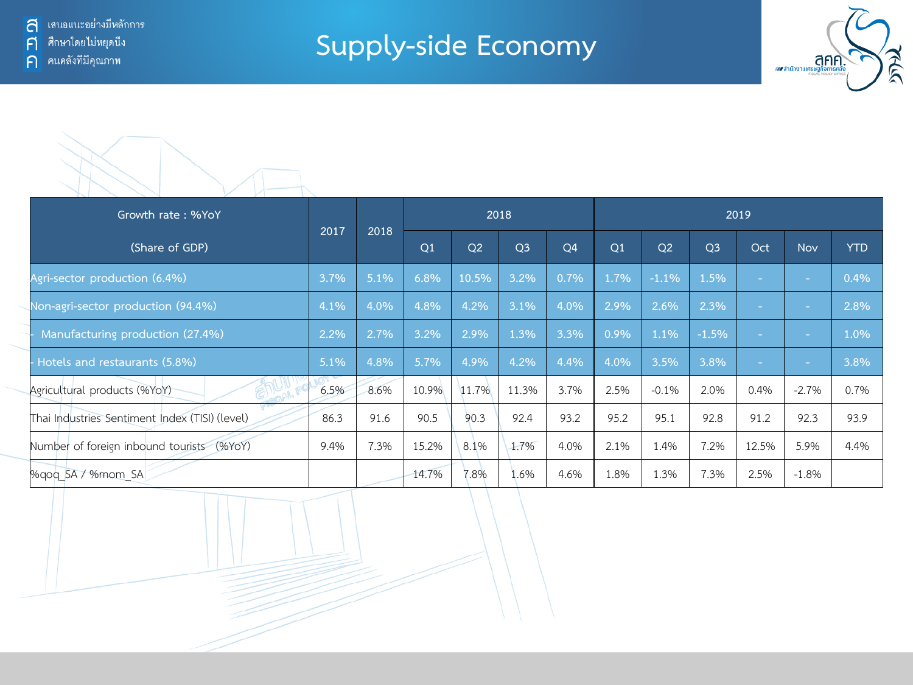# Supply-side Economy

| Growth rate : %YoY (Share of GDP) | 2017 | 2018 | 2018 | | | | 2019 | | | | | |
|---|---|---|---|---|---|---|---|---|---|---|---|---|
| | | | Q1 | Q2 | Q3 | Q4 | Q1 | Q2 | Q3 | Oct | Nov | YTD |
| Agri-sector production (6.4%) | 3.7% | 5.1% | 6.8% | 10.5% | 3.2% | 0.7% | 1.7% | -1.1% | 1.5% | - | - | 0.4% |
| Non-agri-sector production (94.4%) | 4.1% | 4.0% | 4.8% | 4.2% | 3.1% | 4.0% | 2.9% | 2.6% | 2.3% | - | - | 2.8% |
| - Manufacturing production (27.4%) | 2.2% | 2.7% | 3.2% | 2.9% | 1.3% | 3.3% | 0.9% | 1.1% | -1.5% | - | - | 1.0% |
| - Hotels and restaurants (5.8%) | 5.1% | 4.8% | 5.7% | 4.9% | 4.2% | 4.4% | 4.0% | 3.5% | 3.8% | - | - | 3.8% |
| Agricultural products (%YoY) | 6.5% | 8.6% | 10.9% | 11.7% | 11.3% | 3.7% | 2.5% | -0.1% | 2.0% | 0.4% | -2.7% | 0.7% |
| Thai Industries Sentiment Index (TISI) (level) | 86.3 | 91.6 | 90.5 | 90.3 | 92.4 | 93.2 | 95.2 | 95.1 | 92.8 | 91.2 | 92.3 | 93.9 |
| Number of foreign inbound tourists (%YoY) | 9.4% | 7.3% | 15.2% | 8.1% | 1.7% | 4.0% | 2.1% | 1.4% | 7.2% | 12.5% | 5.9% | 4.4% |
| %qoq_SA / %mom_SA | | | 14.7% | 7.8% | 1.6% | 4.6% | 1.8% | 1.3% | 7.3% | 2.5% | -1.8% | |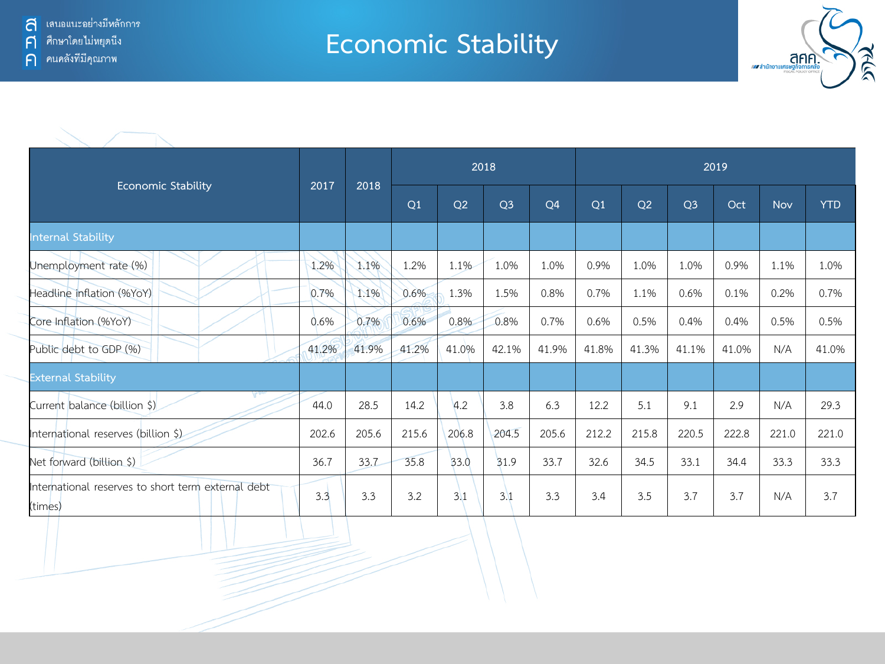# Economic Stability

| Economic Stability | 2017 | 2018 | 2018 | | | | 2019 | | | | | |
|---|---|---|---|---|---|---|---|---|---|---|---|---|
| | | | Q1 | Q2 | Q3 | Q4 | Q1 | Q2 | Q3 | Oct | Nov | YTD |
| **Internal Stability** | | | | | | | | | | | | |
| Unemployment rate (%) | 1.2% | 1.1% | 1.2% | 1.1% | 1.0% | 1.0% | 0.9% | 1.0% | 1.0% | 0.9% | 1.1% | 1.0% |
| Headline inflation (%YoY) | 0.7% | 1.1% | 0.6% | 1.3% | 1.5% | 0.8% | 0.7% | 1.1% | 0.6% | 0.1% | 0.2% | 0.7% |
| Core Inflation (%YoY) | 0.6% | 0.7% | 0.6% | 0.8% | 0.8% | 0.7% | 0.6% | 0.5% | 0.4% | 0.4% | 0.5% | 0.5% |
| Public debt to GDP (%) | 41.2% | 41.9% | 41.2% | 41.0% | 42.1% | 41.9% | 41.8% | 41.3% | 41.1% | 41.0% | N/A | 41.0% |
| **External Stability** | | | | | | | | | | | | |
| Current balance (billion $) | 44.0 | 28.5 | 14.2 | 4.2 | 3.8 | 6.3 | 12.2 | 5.1 | 9.1 | 2.9 | N/A | 29.3 |
| International reserves (billion $) | 202.6 | 205.6 | 215.6 | 206.8 | 204.5 | 205.6 | 212.2 | 215.8 | 220.5 | 222.8 | 221.0 | 221.0 |
| Net forward (billion $) | 36.7 | 33.7 | 35.8 | 33.0 | 31.9 | 33.7 | 32.6 | 34.5 | 33.1 | 34.4 | 33.3 | 33.3 |
| International reserves to short term external debt (times) | 3.3 | 3.3 | 3.2 | 3.1 | 3.1 | 3.3 | 3.4 | 3.5 | 3.7 | 3.7 | N/A | 3.7 |